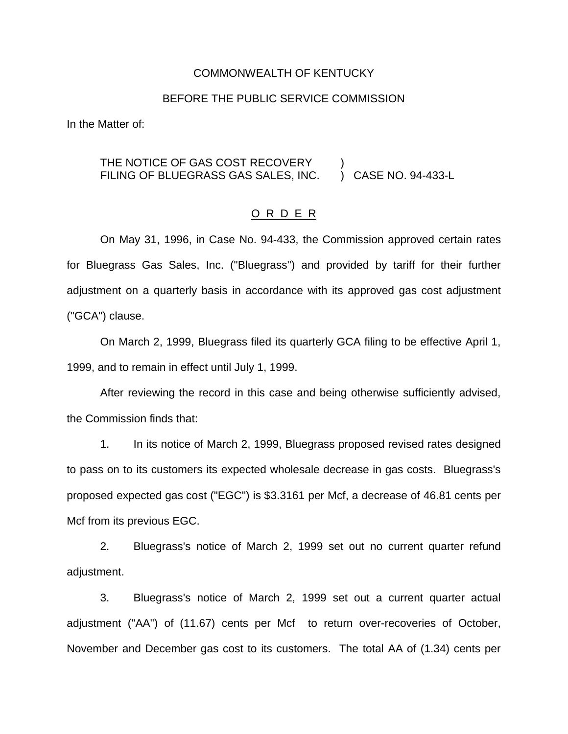COMMONWEALTH OF KENTUCKY

BEFORE THE PUBLIC SERVICE COMMISSION

In the Matter of:

THE NOTICE OF GAS COST RECOVERY )
FILING OF BLUEGRASS GAS SALES, INC. ) CASE NO. 94-433-L

O R D E R

On May 31, 1996, in Case No. 94-433, the Commission approved certain rates for Bluegrass Gas Sales, Inc. ("Bluegrass") and provided by tariff for their further adjustment on a quarterly basis in accordance with its approved gas cost adjustment ("GCA") clause.

On March 2, 1999, Bluegrass filed its quarterly GCA filing to be effective April 1, 1999, and to remain in effect until July 1, 1999.

After reviewing the record in this case and being otherwise sufficiently advised, the Commission finds that:

1. In its notice of March 2, 1999, Bluegrass proposed revised rates designed to pass on to its customers its expected wholesale decrease in gas costs. Bluegrass's proposed expected gas cost ("EGC") is $3.3161 per Mcf, a decrease of 46.81 cents per Mcf from its previous EGC.

2. Bluegrass's notice of March 2, 1999 set out no current quarter refund adjustment.

3. Bluegrass's notice of March 2, 1999 set out a current quarter actual adjustment ("AA") of (11.67) cents per Mcf to return over-recoveries of October, November and December gas cost to its customers. The total AA of (1.34) cents per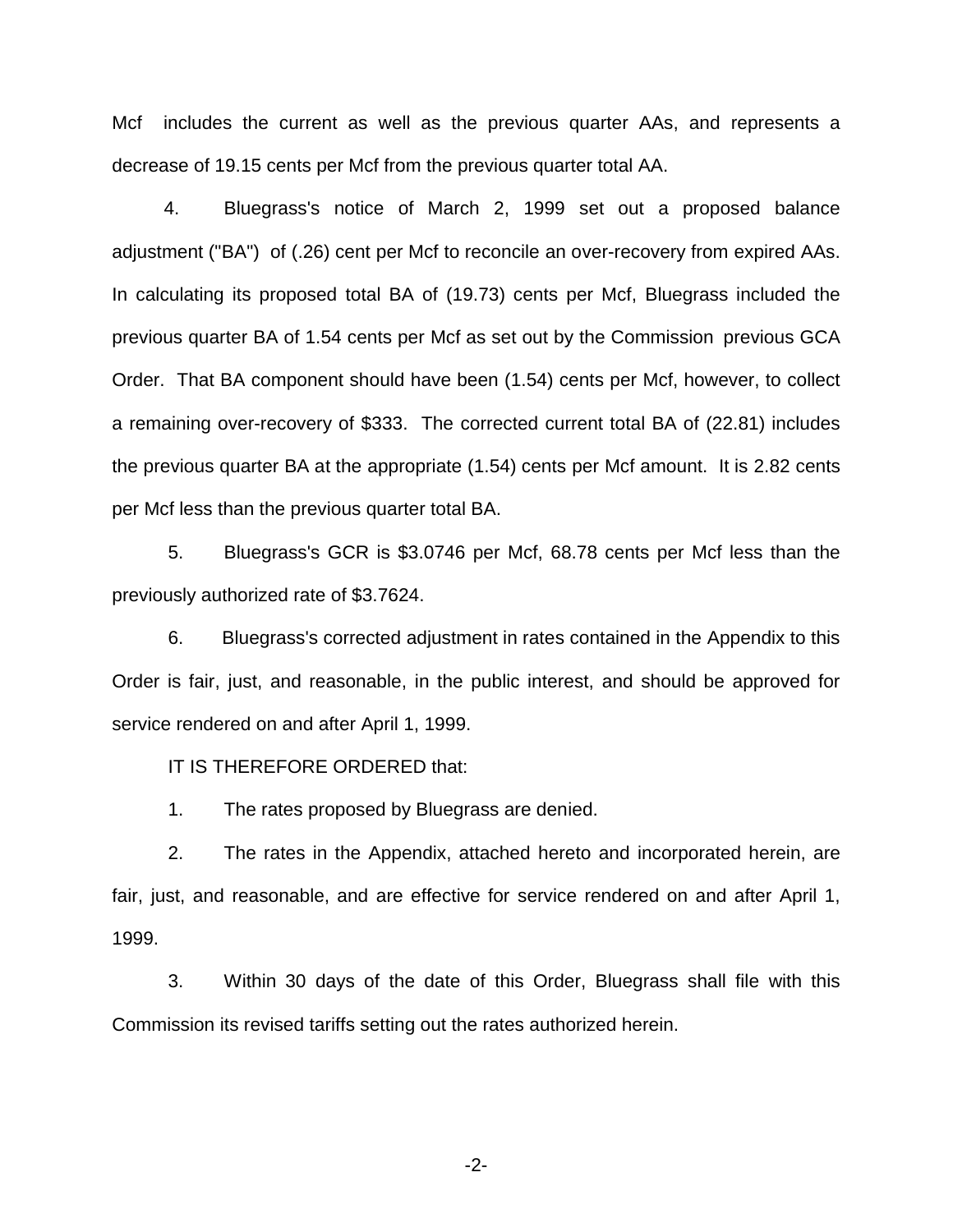Mcf includes the current as well as the previous quarter AAs, and represents a decrease of 19.15 cents per Mcf from the previous quarter total AA.

4. Bluegrass's notice of March 2, 1999 set out a proposed balance adjustment ("BA") of (.26) cent per Mcf to reconcile an over-recovery from expired AAs. In calculating its proposed total BA of (19.73) cents per Mcf, Bluegrass included the previous quarter BA of 1.54 cents per Mcf as set out by the Commission previous GCA Order. That BA component should have been (1.54) cents per Mcf, however, to collect a remaining over-recovery of $333. The corrected current total BA of (22.81) includes the previous quarter BA at the appropriate (1.54) cents per Mcf amount. It is 2.82 cents per Mcf less than the previous quarter total BA.

5. Bluegrass's GCR is $3.0746 per Mcf, 68.78 cents per Mcf less than the previously authorized rate of $3.7624.

6. Bluegrass's corrected adjustment in rates contained in the Appendix to this Order is fair, just, and reasonable, in the public interest, and should be approved for service rendered on and after April 1, 1999.

IT IS THEREFORE ORDERED that:

1. The rates proposed by Bluegrass are denied.

2. The rates in the Appendix, attached hereto and incorporated herein, are fair, just, and reasonable, and are effective for service rendered on and after April 1, 1999.

3. Within 30 days of the date of this Order, Bluegrass shall file with this Commission its revised tariffs setting out the rates authorized herein.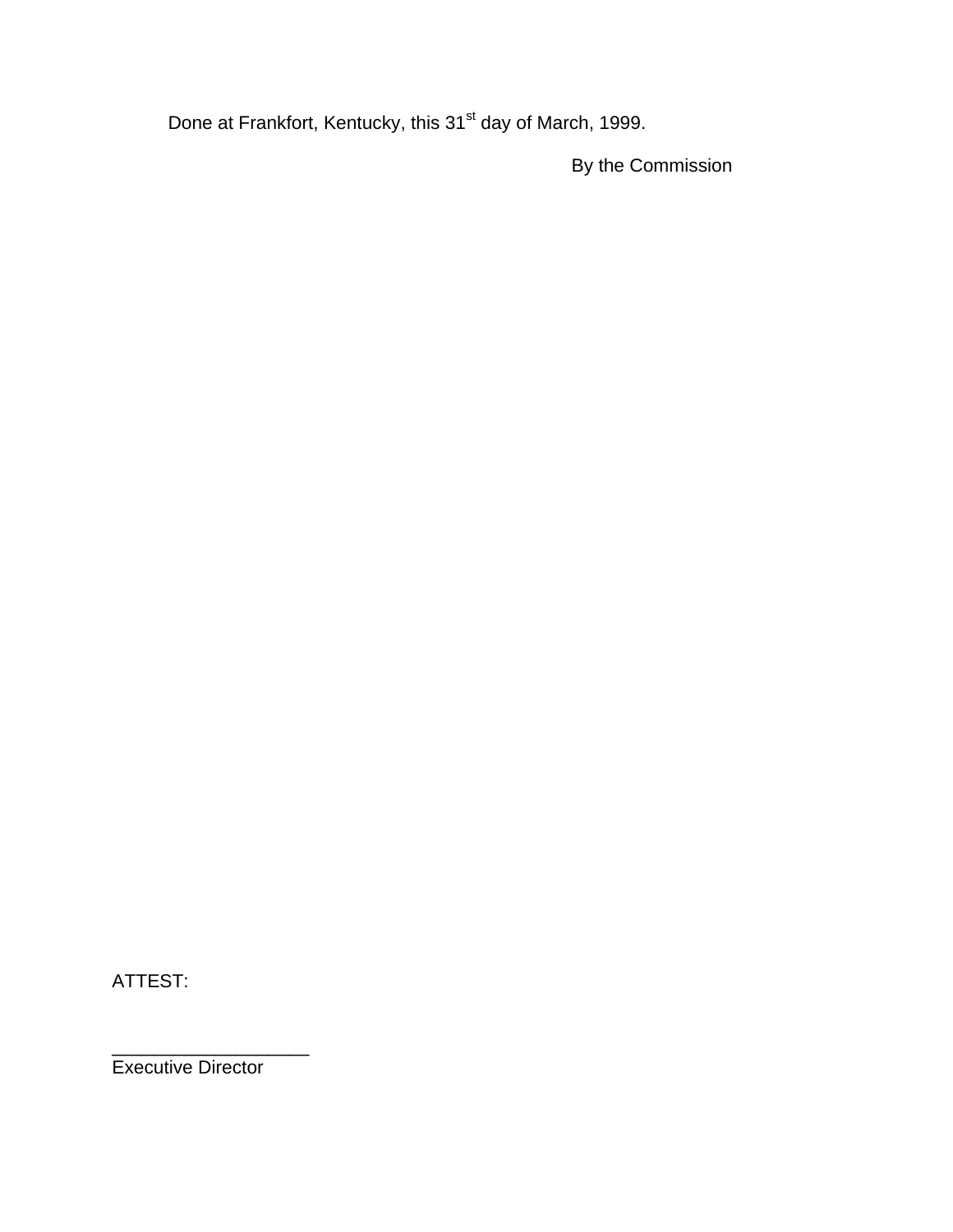Done at Frankfort, Kentucky, this 31st day of March, 1999.

By the Commission

ATTEST:

___________________

Executive Director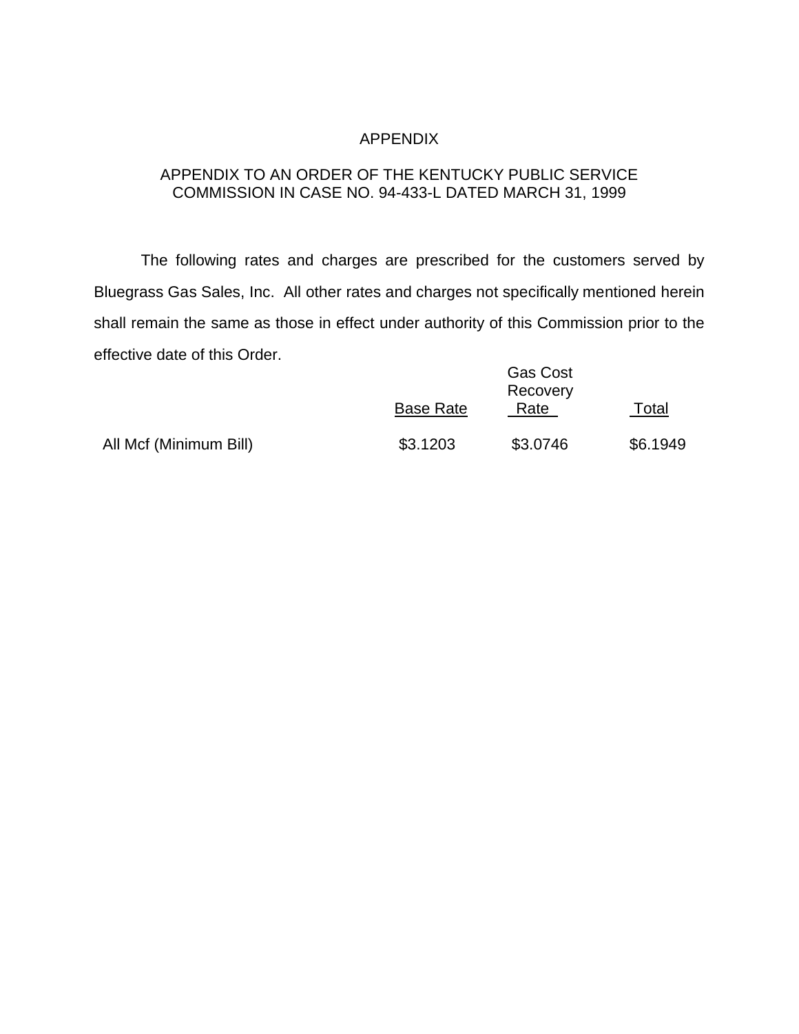# APPENDIX

APPENDIX TO AN ORDER OF THE KENTUCKY PUBLIC SERVICE COMMISSION IN CASE NO. 94-433-L DATED MARCH 31, 1999

The following rates and charges are prescribed for the customers served by Bluegrass Gas Sales, Inc. All other rates and charges not specifically mentioned herein shall remain the same as those in effect under authority of this Commission prior to the effective date of this Order.

| | Base Rate | Gas Cost Recovery Rate | Total |
|---|---|---|---|
| All Mcf (Minimum Bill) | \$3.1203 | \$3.0746 | \$6.1949 |